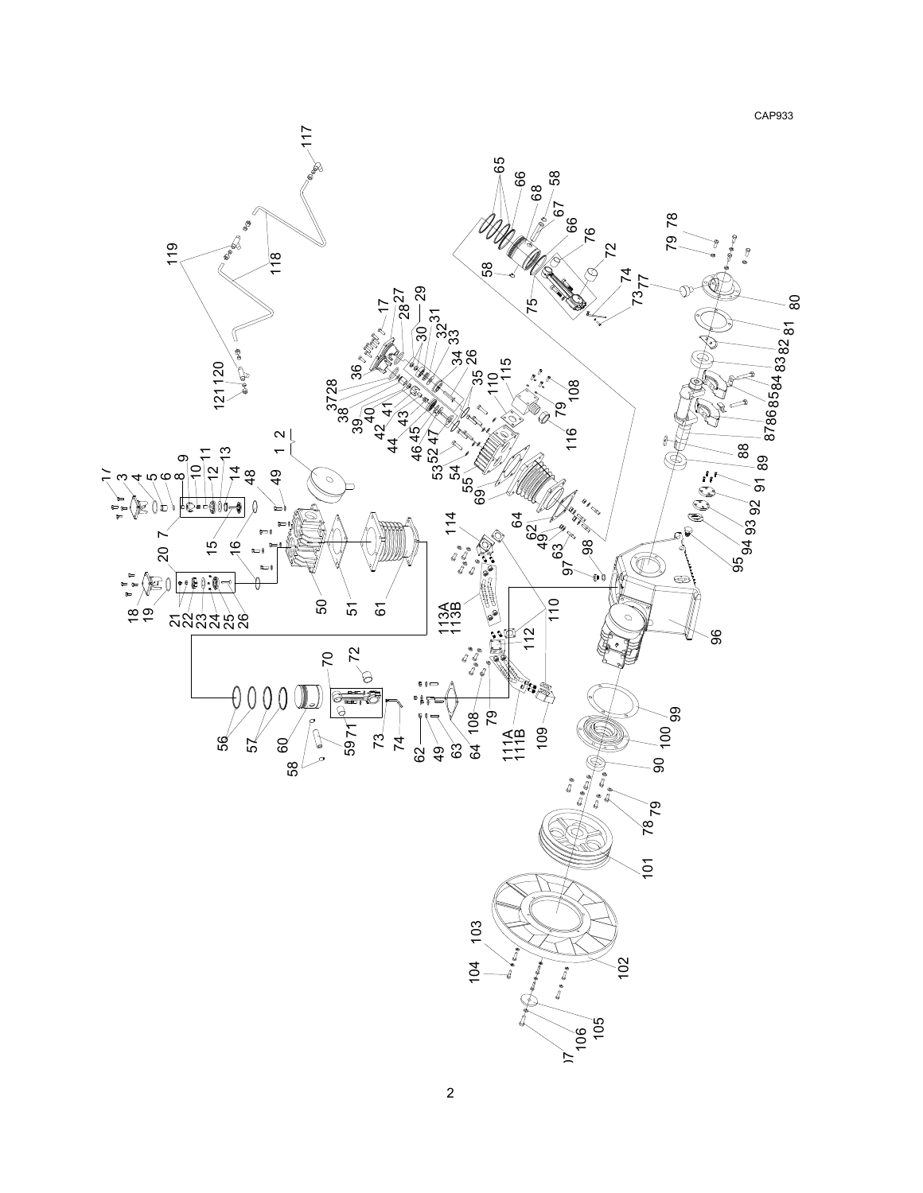CAP933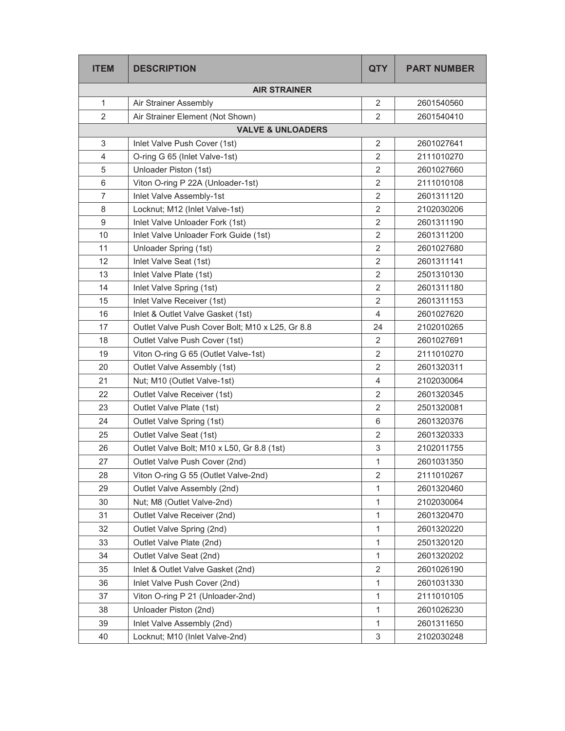| ITEM | DESCRIPTION | QTY | PART NUMBER |
|---|---|---|---|
| **AIR STRAINER** | | | |
| 1 | Air Strainer Assembly | 2 | 2601540560 |
| 2 | Air Strainer Element (Not Shown) | 2 | 2601540410 |
| **VALVE & UNLOADERS** | | | |
| 3 | Inlet Valve Push Cover (1st) | 2 | 2601027641 |
| 4 | O-ring G 65 (Inlet Valve-1st) | 2 | 2111010270 |
| 5 | Unloader Piston (1st) | 2 | 2601027660 |
| 6 | Viton O-ring P 22A (Unloader-1st) | 2 | 2111010108 |
| 7 | Inlet Valve Assembly-1st | 2 | 2601311120 |
| 8 | Locknut; M12 (Inlet Valve-1st) | 2 | 2102030206 |
| 9 | Inlet Valve Unloader Fork (1st) | 2 | 2601311190 |
| 10 | Inlet Valve Unloader Fork Guide (1st) | 2 | 2601311200 |
| 11 | Unloader Spring (1st) | 2 | 2601027680 |
| 12 | Inlet Valve Seat (1st) | 2 | 2601311141 |
| 13 | Inlet Valve Plate (1st) | 2 | 2501310130 |
| 14 | Inlet Valve Spring (1st) | 2 | 2601311180 |
| 15 | Inlet Valve Receiver (1st) | 2 | 2601311153 |
| 16 | Inlet & Outlet Valve Gasket (1st) | 4 | 2601027620 |
| 17 | Outlet Valve Push Cover Bolt; M10 x L25, Gr 8.8 | 24 | 2102010265 |
| 18 | Outlet Valve Push Cover (1st) | 2 | 2601027691 |
| 19 | Viton O-ring G 65 (Outlet Valve-1st) | 2 | 2111010270 |
| 20 | Outlet Valve Assembly (1st) | 2 | 2601320311 |
| 21 | Nut; M10 (Outlet Valve-1st) | 4 | 2102030064 |
| 22 | Outlet Valve Receiver (1st) | 2 | 2601320345 |
| 23 | Outlet Valve Plate (1st) | 2 | 2501320081 |
| 24 | Outlet Valve Spring (1st) | 6 | 2601320376 |
| 25 | Outlet Valve Seat (1st) | 2 | 2601320333 |
| 26 | Outlet Valve Bolt; M10 x L50, Gr 8.8 (1st) | 3 | 2102011755 |
| 27 | Outlet Valve Push Cover (2nd) | 1 | 2601031350 |
| 28 | Viton O-ring G 55 (Outlet Valve-2nd) | 2 | 2111010267 |
| 29 | Outlet Valve Assembly (2nd) | 1 | 2601320460 |
| 30 | Nut; M8 (Outlet Valve-2nd) | 1 | 2102030064 |
| 31 | Outlet Valve Receiver (2nd) | 1 | 2601320470 |
| 32 | Outlet Valve Spring (2nd) | 1 | 2601320220 |
| 33 | Outlet Valve Plate (2nd) | 1 | 2501320120 |
| 34 | Outlet Valve Seat (2nd) | 1 | 2601320202 |
| 35 | Inlet & Outlet Valve Gasket (2nd) | 2 | 2601026190 |
| 36 | Inlet Valve Push Cover (2nd) | 1 | 2601031330 |
| 37 | Viton O-ring P 21 (Unloader-2nd) | 1 | 2111010105 |
| 38 | Unloader Piston (2nd) | 1 | 2601026230 |
| 39 | Inlet Valve Assembly (2nd) | 1 | 2601311650 |
| 40 | Locknut; M10 (Inlet Valve-2nd) | 3 | 2102030248 |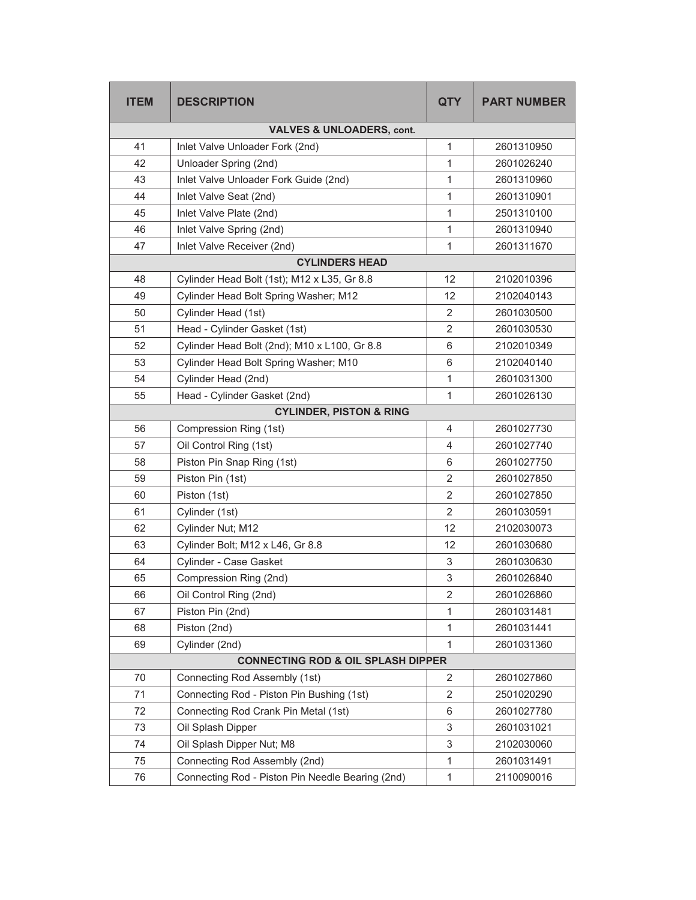| ITEM | DESCRIPTION | QTY | PART NUMBER |
| --- | --- | --- | --- |
| **VALVES & UNLOADERS, cont.** | | | |
| 41 | Inlet Valve Unloader Fork (2nd) | 1 | 2601310950 |
| 42 | Unloader Spring (2nd) | 1 | 2601026240 |
| 43 | Inlet Valve Unloader Fork Guide (2nd) | 1 | 2601310960 |
| 44 | Inlet Valve Seat (2nd) | 1 | 2601310901 |
| 45 | Inlet Valve Plate (2nd) | 1 | 2501310100 |
| 46 | Inlet Valve Spring (2nd) | 1 | 2601310940 |
| 47 | Inlet Valve Receiver (2nd) | 1 | 2601311670 |
| **CYLINDERS HEAD** | | | |
| 48 | Cylinder Head Bolt (1st); M12 x L35, Gr 8.8 | 12 | 2102010396 |
| 49 | Cylinder Head Bolt Spring Washer; M12 | 12 | 2102040143 |
| 50 | Cylinder Head (1st) | 2 | 2601030500 |
| 51 | Head - Cylinder Gasket (1st) | 2 | 2601030530 |
| 52 | Cylinder Head Bolt (2nd); M10 x L100, Gr 8.8 | 6 | 2102010349 |
| 53 | Cylinder Head Bolt Spring Washer; M10 | 6 | 2102040140 |
| 54 | Cylinder Head (2nd) | 1 | 2601031300 |
| 55 | Head - Cylinder Gasket (2nd) | 1 | 2601026130 |
| **CYLINDER, PISTON & RING** | | | |
| 56 | Compression Ring (1st) | 4 | 2601027730 |
| 57 | Oil Control Ring (1st) | 4 | 2601027740 |
| 58 | Piston Pin Snap Ring (1st) | 6 | 2601027750 |
| 59 | Piston Pin (1st) | 2 | 2601027850 |
| 60 | Piston (1st) | 2 | 2601027850 |
| 61 | Cylinder (1st) | 2 | 2601030591 |
| 62 | Cylinder Nut; M12 | 12 | 2102030073 |
| 63 | Cylinder Bolt; M12 x L46, Gr 8.8 | 12 | 2601030680 |
| 64 | Cylinder - Case Gasket | 3 | 2601030630 |
| 65 | Compression Ring (2nd) | 3 | 2601026840 |
| 66 | Oil Control Ring (2nd) | 2 | 2601026860 |
| 67 | Piston Pin (2nd) | 1 | 2601031481 |
| 68 | Piston (2nd) | 1 | 2601031441 |
| 69 | Cylinder (2nd) | 1 | 2601031360 |
| **CONNECTING ROD & OIL SPLASH DIPPER** | | | |
| 70 | Connecting Rod Assembly (1st) | 2 | 2601027860 |
| 71 | Connecting Rod - Piston Pin Bushing (1st) | 2 | 2501020290 |
| 72 | Connecting Rod Crank Pin Metal (1st) | 6 | 2601027780 |
| 73 | Oil Splash Dipper | 3 | 2601031021 |
| 74 | Oil Splash Dipper Nut; M8 | 3 | 2102030060 |
| 75 | Connecting Rod Assembly (2nd) | 1 | 2601031491 |
| 76 | Connecting Rod - Piston Pin Needle Bearing (2nd) | 1 | 2110090016 |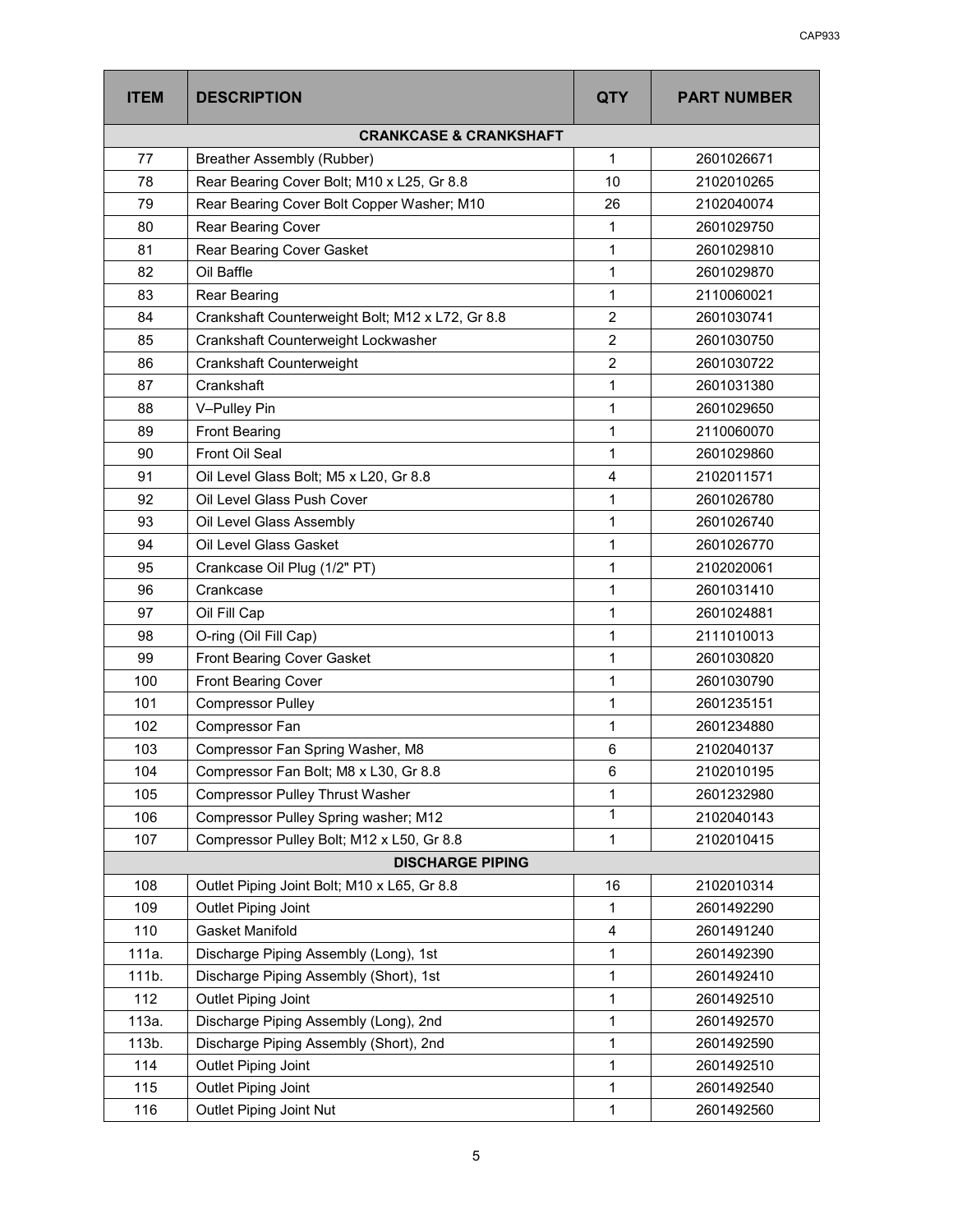| ITEM | DESCRIPTION | QTY | PART NUMBER |
|---|---|---|---|
| **CRANKCASE & CRANKSHAFT** | | | |
| 77 | Breather Assembly (Rubber) | 1 | 2601026671 |
| 78 | Rear Bearing Cover Bolt; M10 x L25, Gr 8.8 | 10 | 2102010265 |
| 79 | Rear Bearing Cover Bolt Copper Washer; M10 | 26 | 2102040074 |
| 80 | Rear Bearing Cover | 1 | 2601029750 |
| 81 | Rear Bearing Cover Gasket | 1 | 2601029810 |
| 82 | Oil Baffle | 1 | 2601029870 |
| 83 | Rear Bearing | 1 | 2110060021 |
| 84 | Crankshaft Counterweight Bolt; M12 x L72, Gr 8.8 | 2 | 2601030741 |
| 85 | Crankshaft Counterweight Lockwasher | 2 | 2601030750 |
| 86 | Crankshaft Counterweight | 2 | 2601030722 |
| 87 | Crankshaft | 1 | 2601031380 |
| 88 | V–Pulley Pin | 1 | 2601029650 |
| 89 | Front Bearing | 1 | 2110060070 |
| 90 | Front Oil Seal | 1 | 2601029860 |
| 91 | Oil Level Glass Bolt; M5 x L20, Gr 8.8 | 4 | 2102011571 |
| 92 | Oil Level Glass Push Cover | 1 | 2601026780 |
| 93 | Oil Level Glass Assembly | 1 | 2601026740 |
| 94 | Oil Level Glass Gasket | 1 | 2601026770 |
| 95 | Crankcase Oil Plug (1/2" PT) | 1 | 2102020061 |
| 96 | Crankcase | 1 | 2601031410 |
| 97 | Oil Fill Cap | 1 | 2601024881 |
| 98 | O-ring (Oil Fill Cap) | 1 | 2111010013 |
| 99 | Front Bearing Cover Gasket | 1 | 2601030820 |
| 100 | Front Bearing Cover | 1 | 2601030790 |
| 101 | Compressor Pulley | 1 | 2601235151 |
| 102 | Compressor Fan | 1 | 2601234880 |
| 103 | Compressor Fan Spring Washer, M8 | 6 | 2102040137 |
| 104 | Compressor Fan Bolt; M8 x L30, Gr 8.8 | 6 | 2102010195 |
| 105 | Compressor Pulley Thrust Washer | 1 | 2601232980 |
| 106 | Compressor Pulley Spring washer; M12 | 1 | 2102040143 |
| 107 | Compressor Pulley Bolt; M12 x L50, Gr 8.8 | 1 | 2102010415 |
| **DISCHARGE PIPING** | | | |
| 108 | Outlet Piping Joint Bolt; M10 x L65, Gr 8.8 | 16 | 2102010314 |
| 109 | Outlet Piping Joint | 1 | 2601492290 |
| 110 | Gasket Manifold | 4 | 2601491240 |
| 111a. | Discharge Piping Assembly (Long), 1st | 1 | 2601492390 |
| 111b. | Discharge Piping Assembly (Short), 1st | 1 | 2601492410 |
| 112 | Outlet Piping Joint | 1 | 2601492510 |
| 113a. | Discharge Piping Assembly (Long), 2nd | 1 | 2601492570 |
| 113b. | Discharge Piping Assembly (Short), 2nd | 1 | 2601492590 |
| 114 | Outlet Piping Joint | 1 | 2601492510 |
| 115 | Outlet Piping Joint | 1 | 2601492540 |
| 116 | Outlet Piping Joint Nut | 1 | 2601492560 |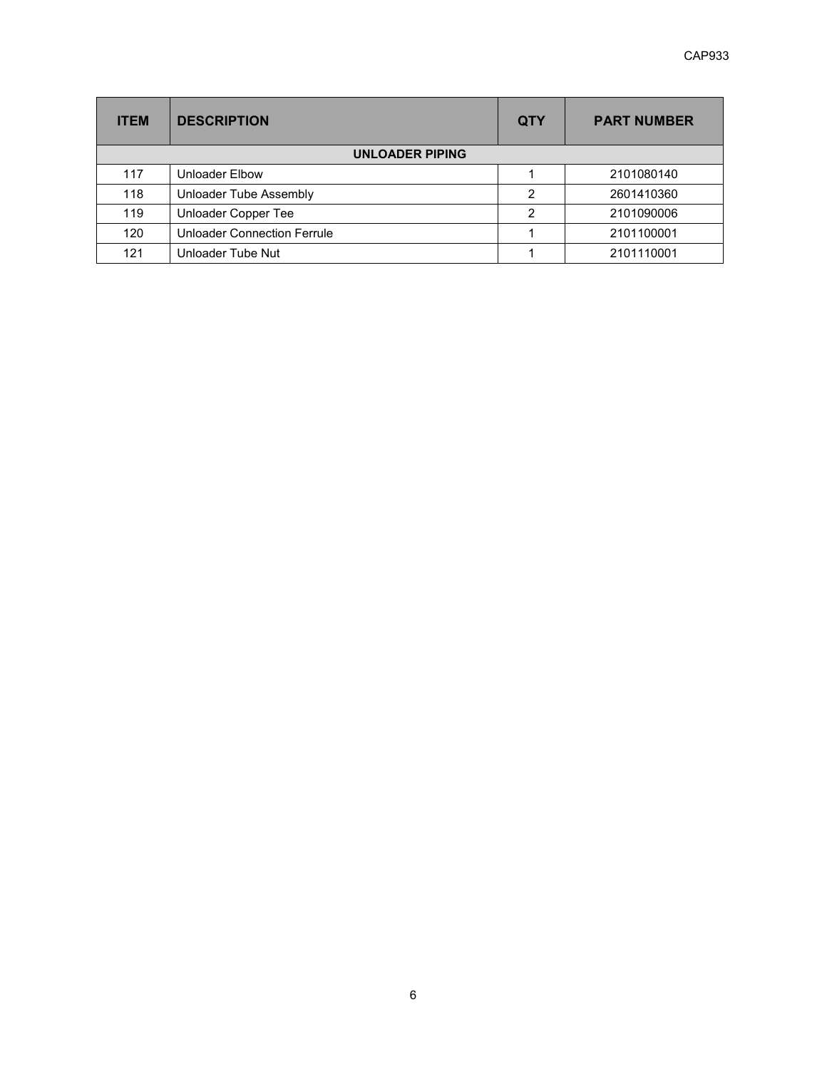| ITEM | DESCRIPTION | QTY | PART NUMBER |
|---|---|---|---|
| **UNLOADER PIPING** | | | |
| 117 | Unloader Elbow | 1 | 2101080140 |
| 118 | Unloader Tube Assembly | 2 | 2601410360 |
| 119 | Unloader Copper Tee | 2 | 2101090006 |
| 120 | Unloader Connection Ferrule | 1 | 2101100001 |
| 121 | Unloader Tube Nut | 1 | 2101110001 |